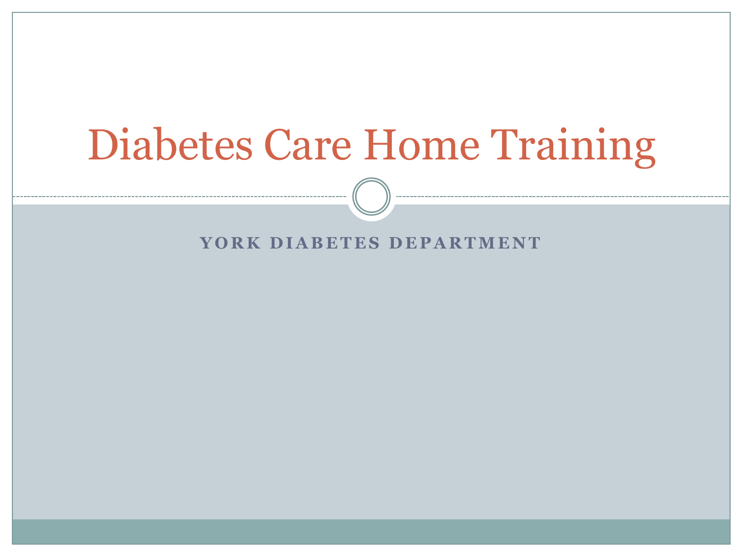# Diabetes Care Home Training

**YORK DIABETES DEPARTMENT**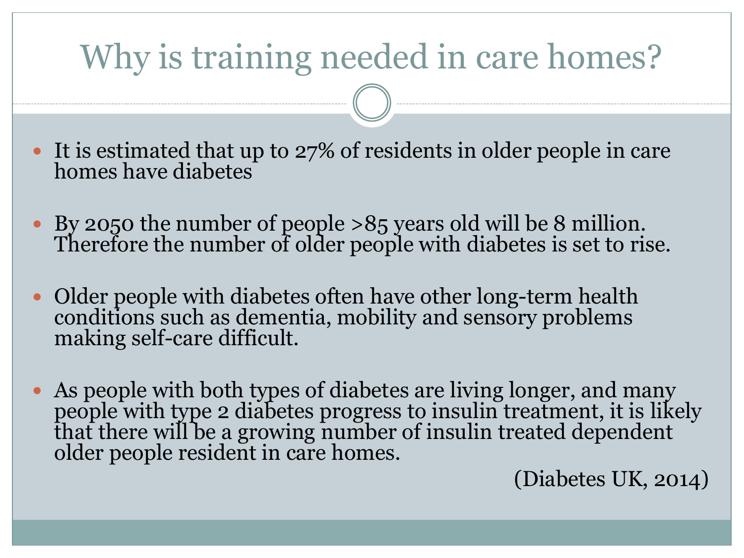# Why is training needed in care homes?

- It is estimated that up to 27% of residents in older people in care homes have diabetes

- By 2050 the number of people >85 years old will be 8 million. Therefore the number of older people with diabetes is set to rise.

- Older people with diabetes often have other long-term health conditions such as dementia, mobility and sensory problems making self-care difficult.

- As people with both types of diabetes are living longer, and many people with type 2 diabetes progress to insulin treatment, it is likely that there will be a growing number of insulin treated dependent older people resident in care homes.

(Diabetes UK, 2014)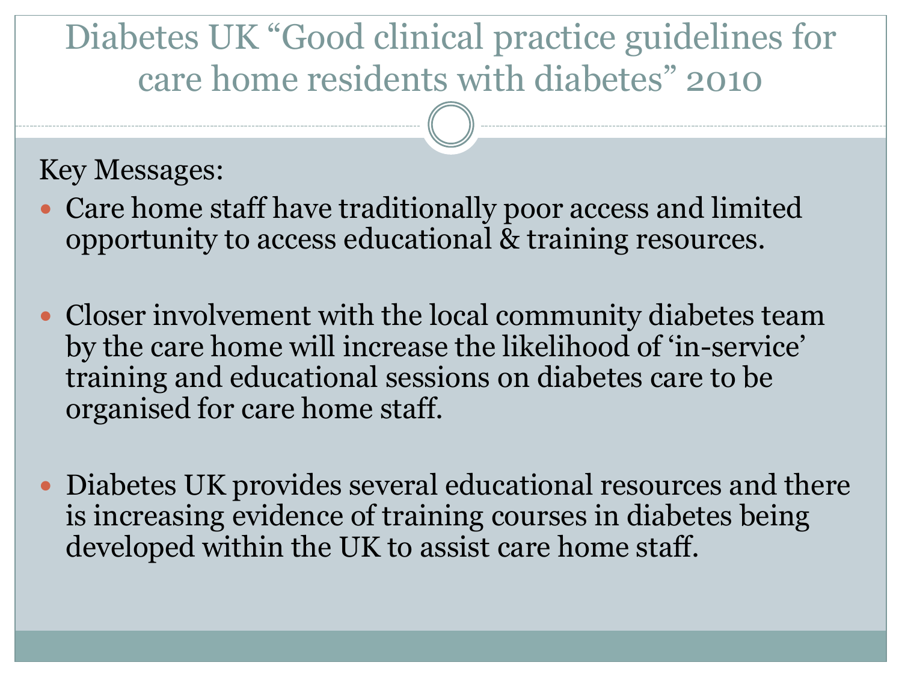# Diabetes UK "Good clinical practice guidelines for care home residents with diabetes" 2010

Key Messages:

- Care home staff have traditionally poor access and limited opportunity to access educational & training resources.
- Closer involvement with the local community diabetes team by the care home will increase the likelihood of 'in-service' training and educational sessions on diabetes care to be organised for care home staff.
- Diabetes UK provides several educational resources and there is increasing evidence of training courses in diabetes being developed within the UK to assist care home staff.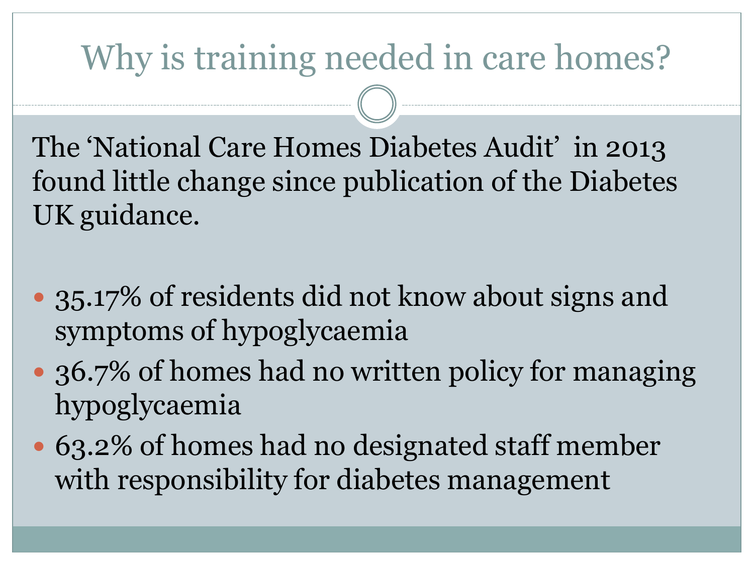# Why is training needed in care homes?

The 'National Care Homes Diabetes Audit' in 2013 found little change since publication of the Diabetes UK guidance.

- 35.17% of residents did not know about signs and symptoms of hypoglycaemia
- 36.7% of homes had no written policy for managing hypoglycaemia
- 63.2% of homes had no designated staff member with responsibility for diabetes management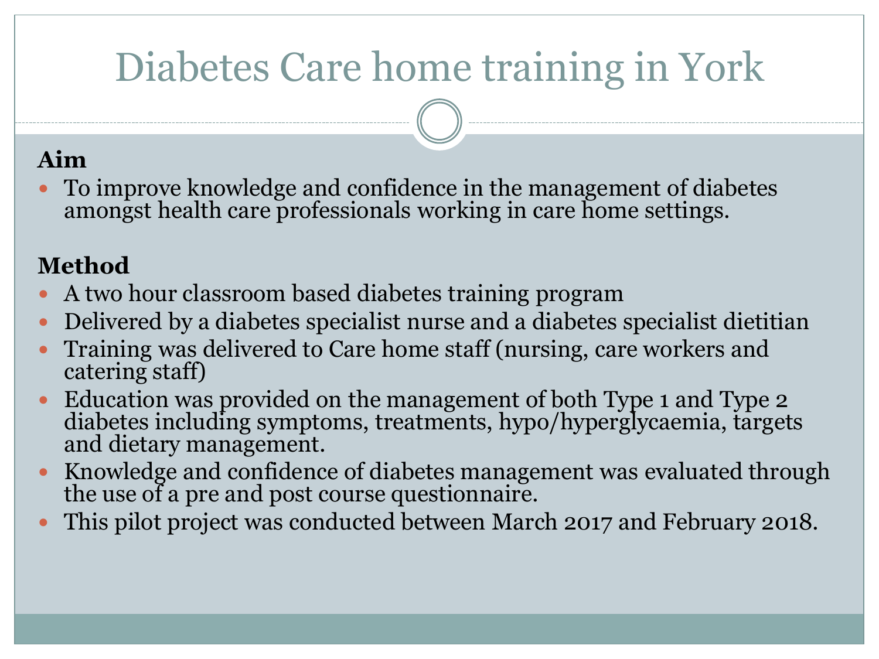# Diabetes Care home training in York

**Aim**

- To improve knowledge and confidence in the management of diabetes amongst health care professionals working in care home settings.

**Method**

- A two hour classroom based diabetes training program
- Delivered by a diabetes specialist nurse and a diabetes specialist dietitian
- Training was delivered to Care home staff (nursing, care workers and catering staff)
- Education was provided on the management of both Type 1 and Type 2 diabetes including symptoms, treatments, hypo/hyperglycaemia, targets and dietary management.
- Knowledge and confidence of diabetes management was evaluated through the use of a pre and post course questionnaire.
- This pilot project was conducted between March 2017 and February 2018.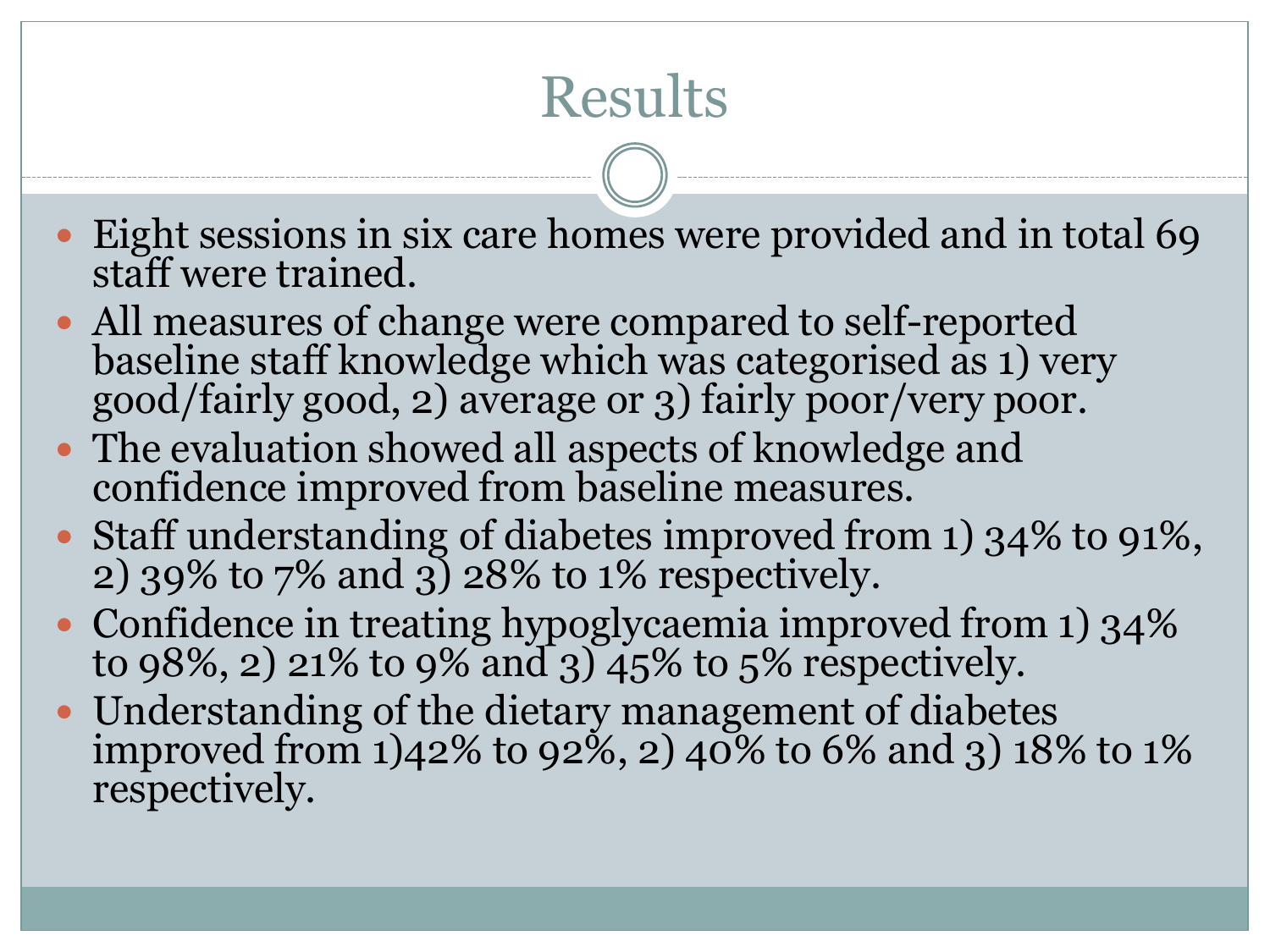# Results

- Eight sessions in six care homes were provided and in total 69 staff were trained.
- All measures of change were compared to self-reported baseline staff knowledge which was categorised as 1) very good/fairly good, 2) average or 3) fairly poor/very poor.
- The evaluation showed all aspects of knowledge and confidence improved from baseline measures.
- Staff understanding of diabetes improved from 1) 34% to 91%, 2) 39% to 7% and 3) 28% to 1% respectively.
- Confidence in treating hypoglycaemia improved from 1) 34% to 98%, 2) 21% to 9% and 3) 45% to 5% respectively.
- Understanding of the dietary management of diabetes improved from 1)42% to 92%, 2) 40% to 6% and 3) 18% to 1% respectively.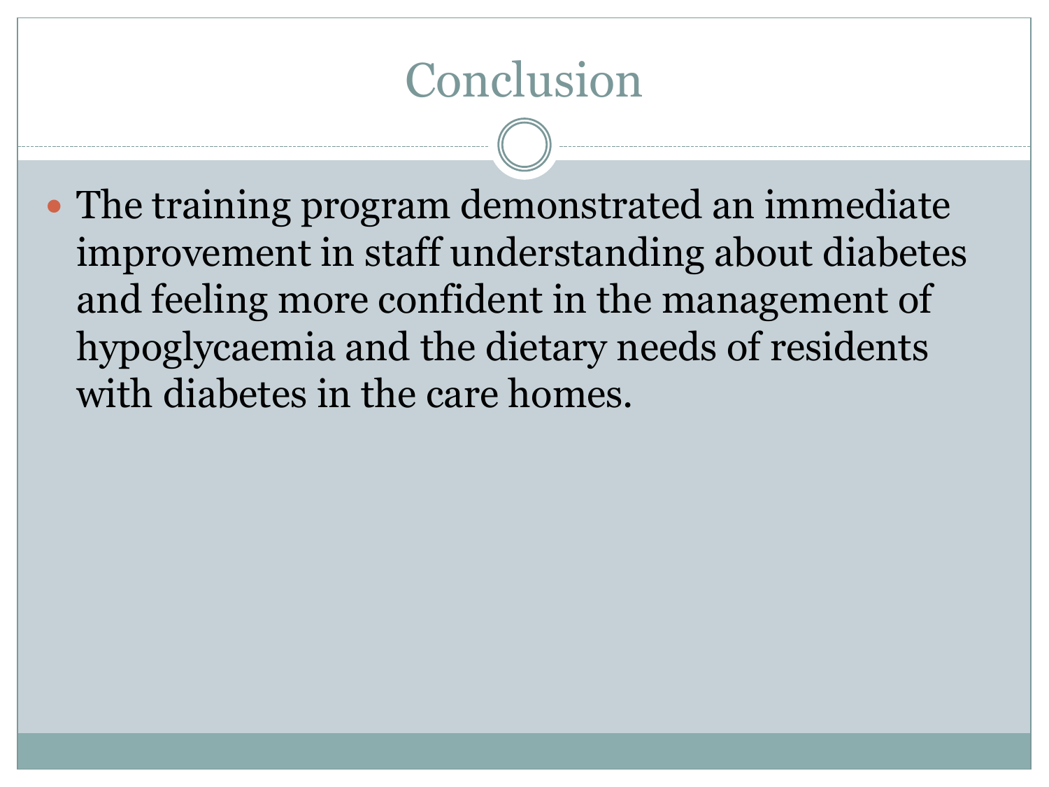# Conclusion

- The training program demonstrated an immediate improvement in staff understanding about diabetes and feeling more confident in the management of hypoglycaemia and the dietary needs of residents with diabetes in the care homes.